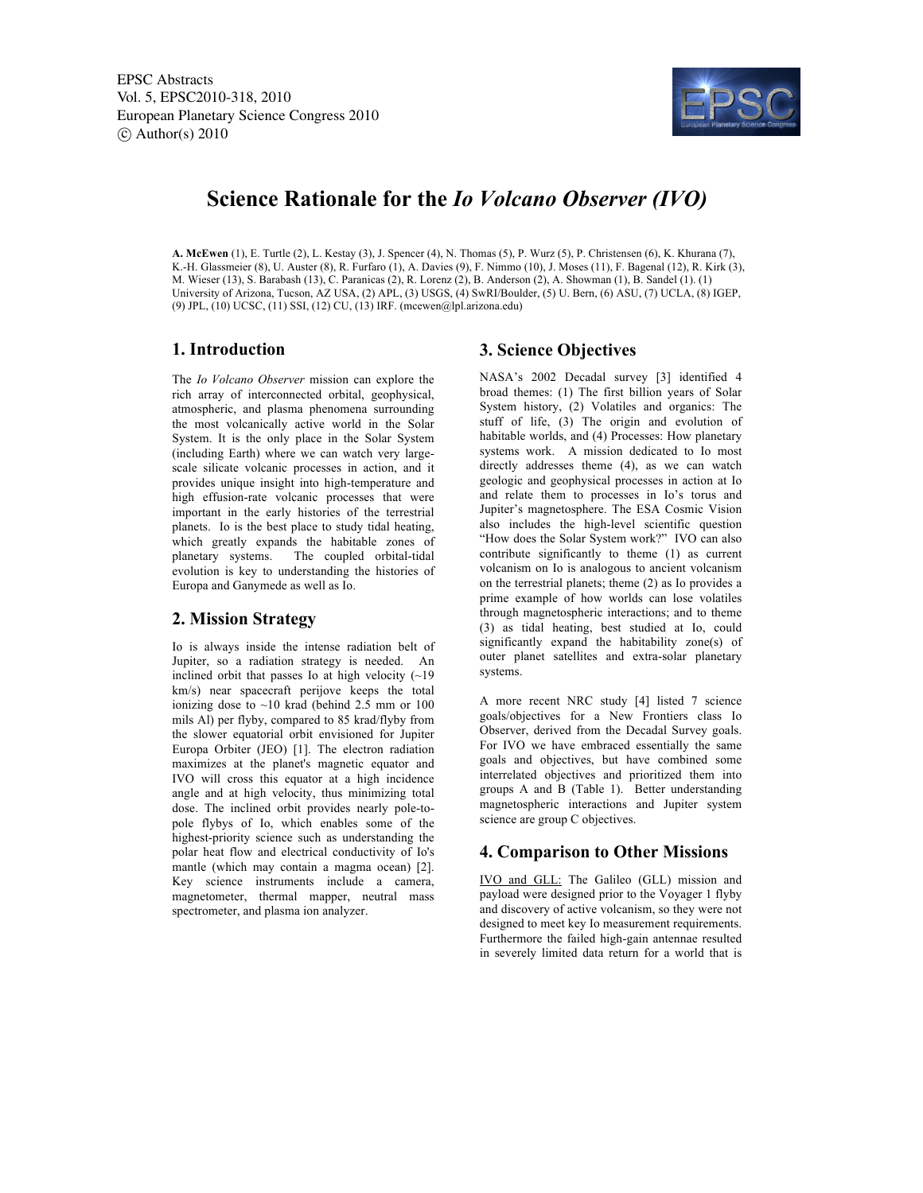# Science Rationale for the *Io Volcano Observer (IVO)*

**A. McEwen** (1), E. Turtle (2), L. Kestay (3), J. Spencer (4), N. Thomas (5), P. Wurz (5), P. Christensen (6), K. Khurana (7), K.-H. Glassmeier (8), U. Auster (8), R. Furfaro (1), A. Davies (9), F. Nimmo (10), J. Moses (11), F. Bagenal (12), R. Kirk (3), M. Wieser (13), S. Barabash (13), C. Paranicas (2), R. Lorenz (2), B. Anderson (2), A. Showman (1), B. Sandel (1). (1) University of Arizona, Tucson, AZ USA, (2) APL, (3) USGS, (4) SwRI/Boulder, (5) U. Bern, (6) ASU, (7) UCLA, (8) IGEP, (9) JPL, (10) UCSC, (11) SSI, (12) CU, (13) IRF. (mcewen@lpl.arizona.edu)

## 1. Introduction

The *Io Volcano Observer* mission can explore the rich array of interconnected orbital, geophysical, atmospheric, and plasma phenomena surrounding the most volcanically active world in the Solar System. It is the only place in the Solar System (including Earth) where we can watch very large-scale silicate volcanic processes in action, and it provides unique insight into high-temperature and high effusion-rate volcanic processes that were important in the early histories of the terrestrial planets. Io is the best place to study tidal heating, which greatly expands the habitable zones of planetary systems. The coupled orbital-tidal evolution is key to understanding the histories of Europa and Ganymede as well as Io.

## 2. Mission Strategy

Io is always inside the intense radiation belt of Jupiter, so a radiation strategy is needed. An inclined orbit that passes Io at high velocity (~19 km/s) near spacecraft perijove keeps the total ionizing dose to ~10 krad (behind 2.5 mm or 100 mils Al) per flyby, compared to 85 krad/flyby from the slower equatorial orbit envisioned for Jupiter Europa Orbiter (JEO) [1]. The electron radiation maximizes at the planet's magnetic equator and IVO will cross this equator at a high incidence angle and at high velocity, thus minimizing total dose. The inclined orbit provides nearly pole-to-pole flybys of Io, which enables some of the highest-priority science such as understanding the polar heat flow and electrical conductivity of Io's mantle (which may contain a magma ocean) [2]. Key science instruments include a camera, magnetometer, thermal mapper, neutral mass spectrometer, and plasma ion analyzer.

## 3. Science Objectives

NASA's 2002 Decadal survey [3] identified 4 broad themes: (1) The first billion years of Solar System history, (2) Volatiles and organics: The stuff of life, (3) The origin and evolution of habitable worlds, and (4) Processes: How planetary systems work. A mission dedicated to Io most directly addresses theme (4), as we can watch geologic and geophysical processes in action at Io and relate them to processes in Io's torus and Jupiter's magnetosphere. The ESA Cosmic Vision also includes the high-level scientific question "How does the Solar System work?" IVO can also contribute significantly to theme (1) as current volcanism on Io is analogous to ancient volcanism on the terrestrial planets; theme (2) as Io provides a prime example of how worlds can lose volatiles through magnetospheric interactions; and to theme (3) as tidal heating, best studied at Io, could significantly expand the habitability zone(s) of outer planet satellites and extra-solar planetary systems.

A more recent NRC study [4] listed 7 science goals/objectives for a New Frontiers class Io Observer, derived from the Decadal Survey goals. For IVO we have embraced essentially the same goals and objectives, but have combined some interrelated objectives and prioritized them into groups A and B (Table 1). Better understanding magnetospheric interactions and Jupiter system science are group C objectives.

## 4. Comparison to Other Missions

IVO and GLL: The Galileo (GLL) mission and payload were designed prior to the Voyager 1 flyby and discovery of active volcanism, so they were not designed to meet key Io measurement requirements. Furthermore the failed high-gain antennae resulted in severely limited data return for a world that is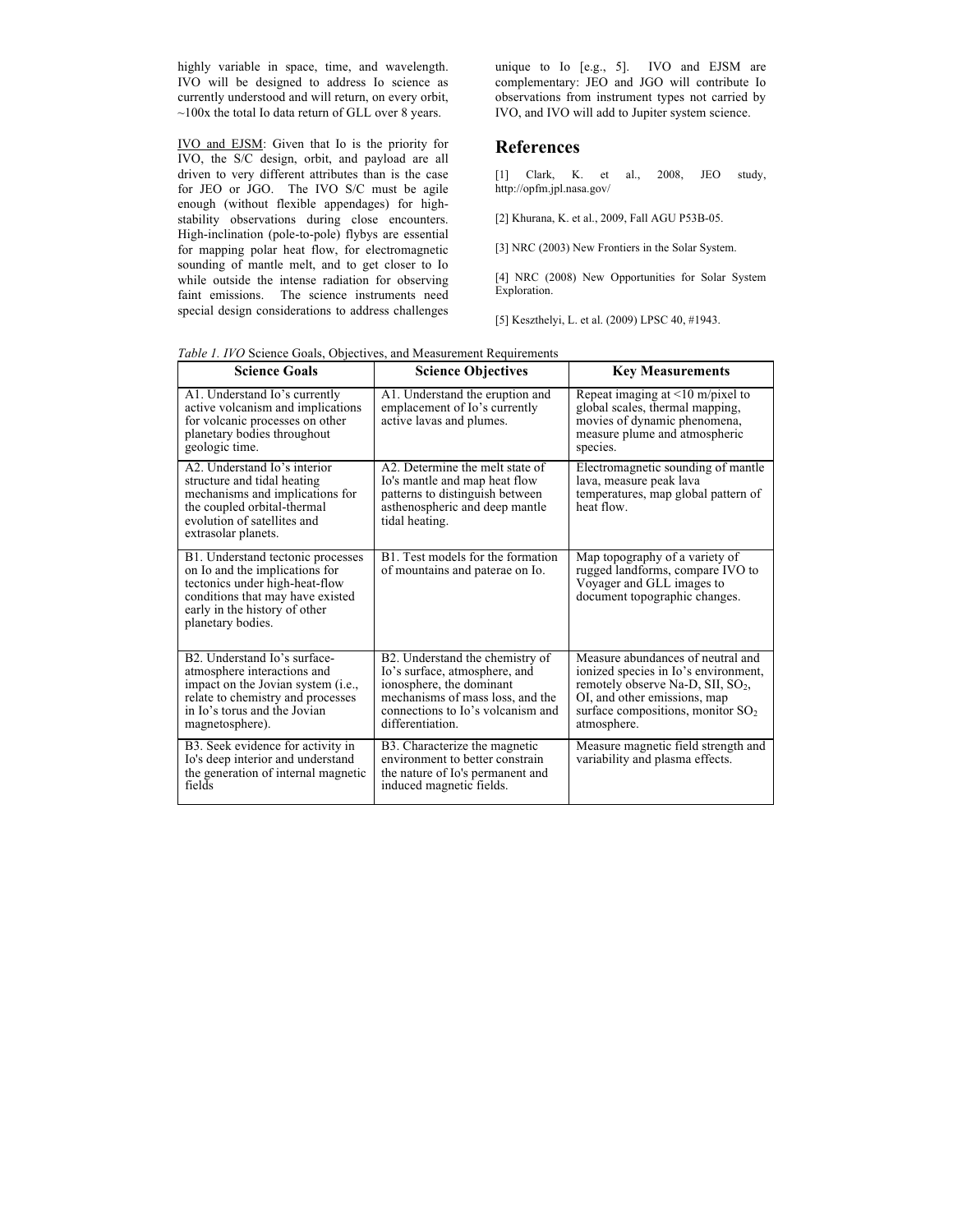highly variable in space, time, and wavelength. IVO will be designed to address Io science as currently understood and will return, on every orbit, ~100x the total Io data return of GLL over 8 years.

IVO and EJSM: Given that Io is the priority for IVO, the S/C design, orbit, and payload are all driven to very different attributes than is the case for JEO or JGO. The IVO S/C must be agile enough (without flexible appendages) for high-stability observations during close encounters. High-inclination (pole-to-pole) flybys are essential for mapping polar heat flow, for electromagnetic sounding of mantle melt, and to get closer to Io while outside the intense radiation for observing faint emissions. The science instruments need special design considerations to address challenges unique to Io [e.g., 5]. IVO and EJSM are complementary: JEO and JGO will contribute Io observations from instrument types not carried by IVO, and IVO will add to Jupiter system science.

## References

[1] Clark, K. et al., 2008, JEO study, http://opfm.jpl.nasa.gov/

[2] Khurana, K. et al., 2009, Fall AGU P53B-05.

[3] NRC (2003) New Frontiers in the Solar System.

[4] NRC (2008) New Opportunities for Solar System Exploration.

[5] Keszthelyi, L. et al. (2009) LPSC 40, #1943.

*Table 1. IVO* Science Goals, Objectives, and Measurement Requirements

| Science Goals | Science Objectives | Key Measurements |
|---|---|---|
| A1. Understand Io's currently active volcanism and implications for volcanic processes on other planetary bodies throughout geologic time. | A1. Understand the eruption and emplacement of Io's currently active lavas and plumes. | Repeat imaging at <10 m/pixel to global scales, thermal mapping, movies of dynamic phenomena, measure plume and atmospheric species. |
| A2. Understand Io's interior structure and tidal heating mechanisms and implications for the coupled orbital-thermal evolution of satellites and extrasolar planets. | A2. Determine the melt state of Io's mantle and map heat flow patterns to distinguish between asthenospheric and deep mantle tidal heating. | Electromagnetic sounding of mantle lava, measure peak lava temperatures, map global pattern of heat flow. |
| B1. Understand tectonic processes on Io and the implications for tectonics under high-heat-flow conditions that may have existed early in the history of other planetary bodies. | B1. Test models for the formation of mountains and paterae on Io. | Map topography of a variety of rugged landforms, compare IVO to Voyager and GLL images to document topographic changes. |
| B2. Understand Io's surface-atmosphere interactions and impact on the Jovian system (i.e., relate to chemistry and processes in Io's torus and the Jovian magnetosphere). | B2. Understand the chemistry of Io's surface, atmosphere, and ionosphere, the dominant mechanisms of mass loss, and the connections to Io's volcanism and differentiation. | Measure abundances of neutral and ionized species in Io's environment, remotely observe Na-D, SII, $SO_2$, OI, and other emissions, map surface compositions, monitor $SO_2$ atmosphere. |
| B3. Seek evidence for activity in Io's deep interior and understand the generation of internal magnetic fields | B3. Characterize the magnetic environment to better constrain the nature of Io's permanent and induced magnetic fields. | Measure magnetic field strength and variability and plasma effects. |